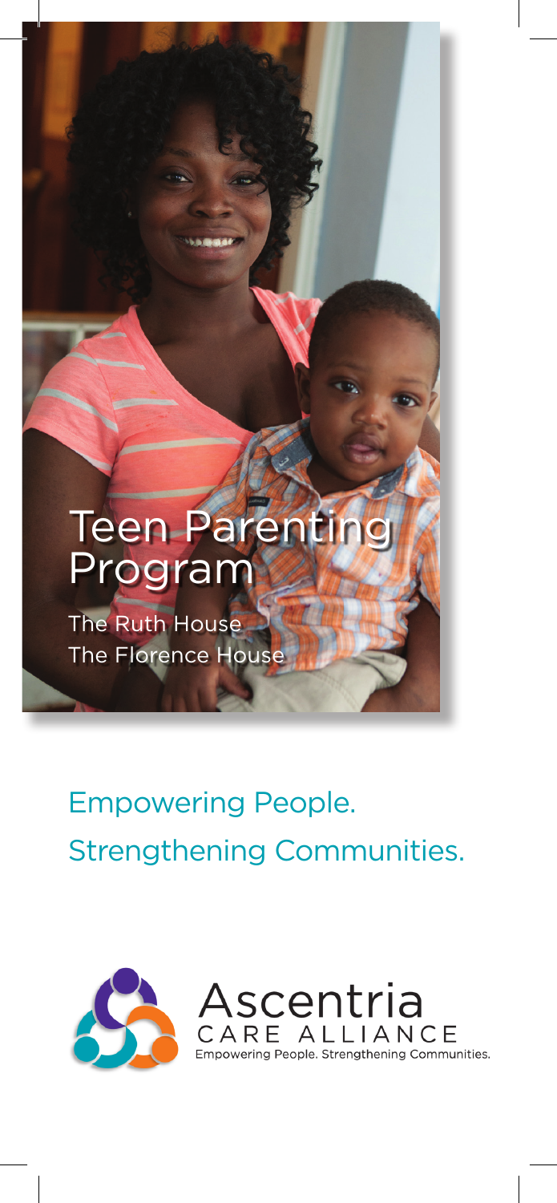# Teen Parenting Program

The Ruth House
The Florence House

## Empowering People.
## Strengthening Communities.

Ascentria
CARE ALLIANCE
Empowering People. Strengthening Communities.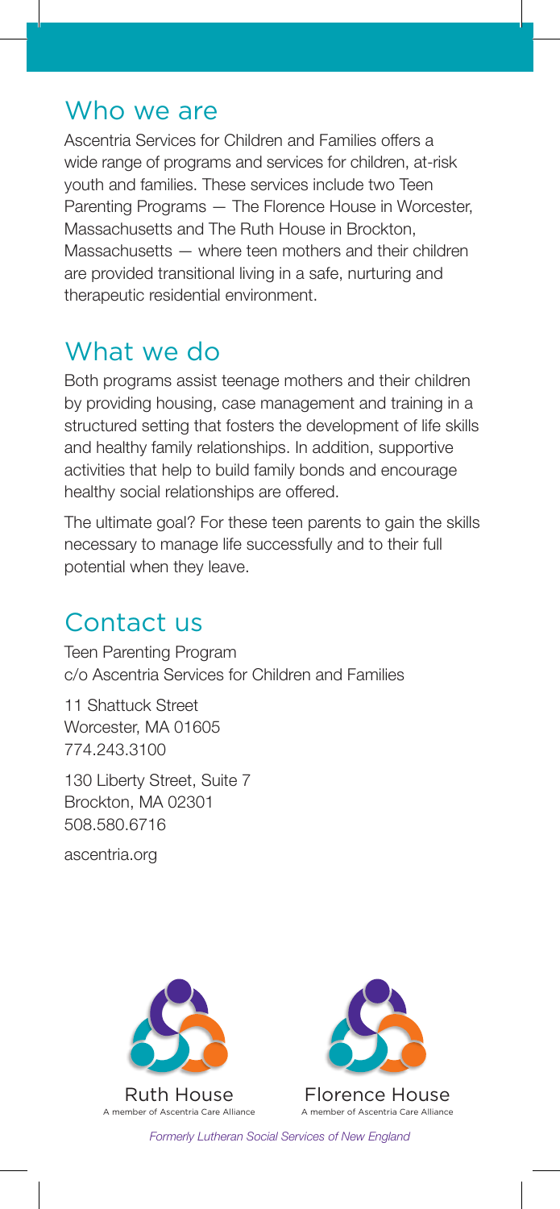## Who we are

Ascentria Services for Children and Families offers a wide range of programs and services for children, at-risk youth and families. These services include two Teen Parenting Programs — The Florence House in Worcester, Massachusetts and The Ruth House in Brockton, Massachusetts — where teen mothers and their children are provided transitional living in a safe, nurturing and therapeutic residential environment.

## What we do

Both programs assist teenage mothers and their children by providing housing, case management and training in a structured setting that fosters the development of life skills and healthy family relationships. In addition, supportive activities that help to build family bonds and encourage healthy social relationships are offered.

The ultimate goal? For these teen parents to gain the skills necessary to manage life successfully and to their full potential when they leave.

## Contact us

Teen Parenting Program
c/o Ascentria Services for Children and Families

11 Shattuck Street
Worcester, MA 01605
774.243.3100

130 Liberty Street, Suite 7
Brockton, MA 02301
508.580.6716

ascentria.org

Ruth House
A member of Ascentria Care Alliance

Florence House
A member of Ascentria Care Alliance

*Formerly Lutheran Social Services of New England*